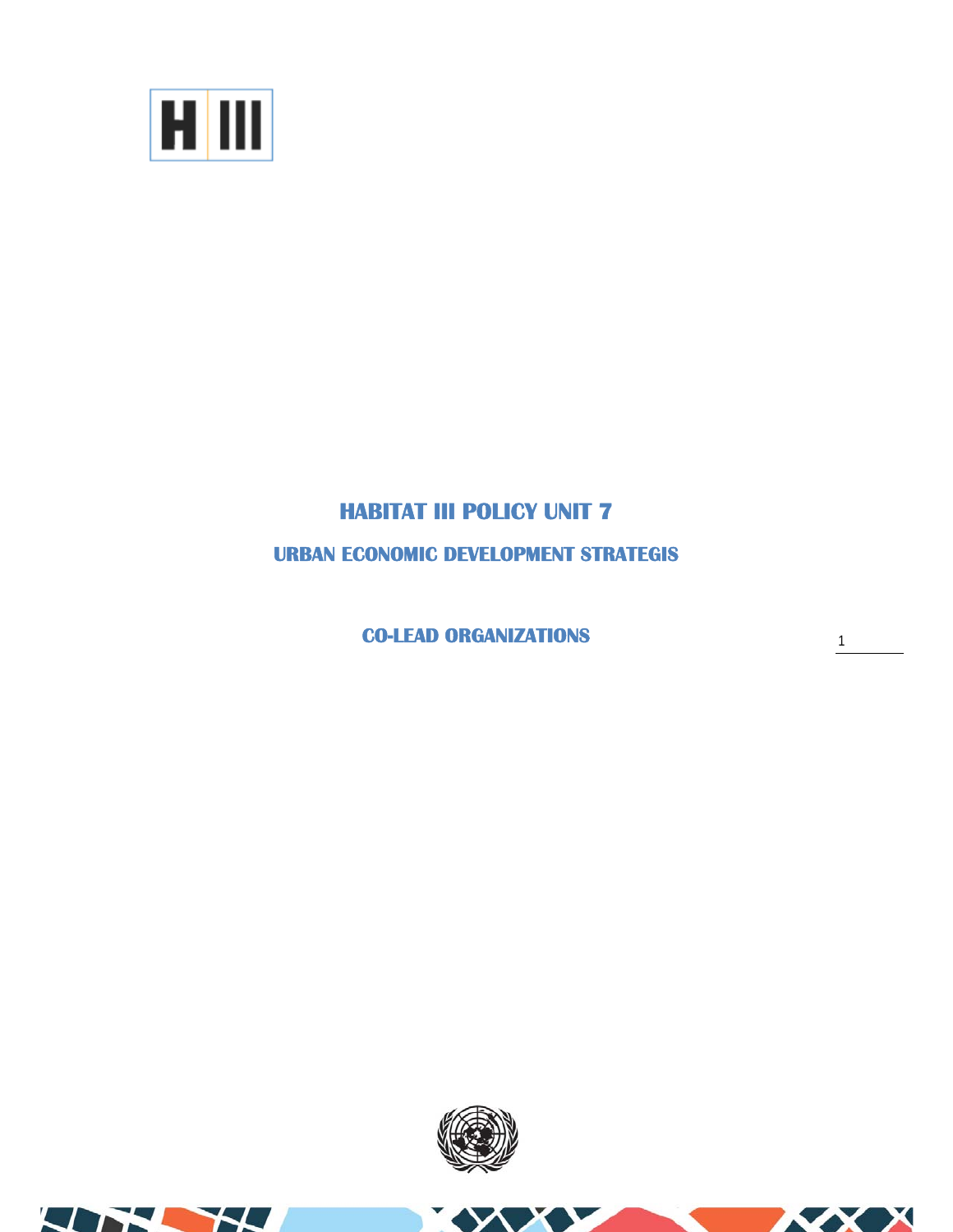# HABITAT III POLICY UNIT 7

## URBAN ECONOMIC DEVELOPMENT STRATEGIS

### CO-LEAD ORGANIZATIONS

1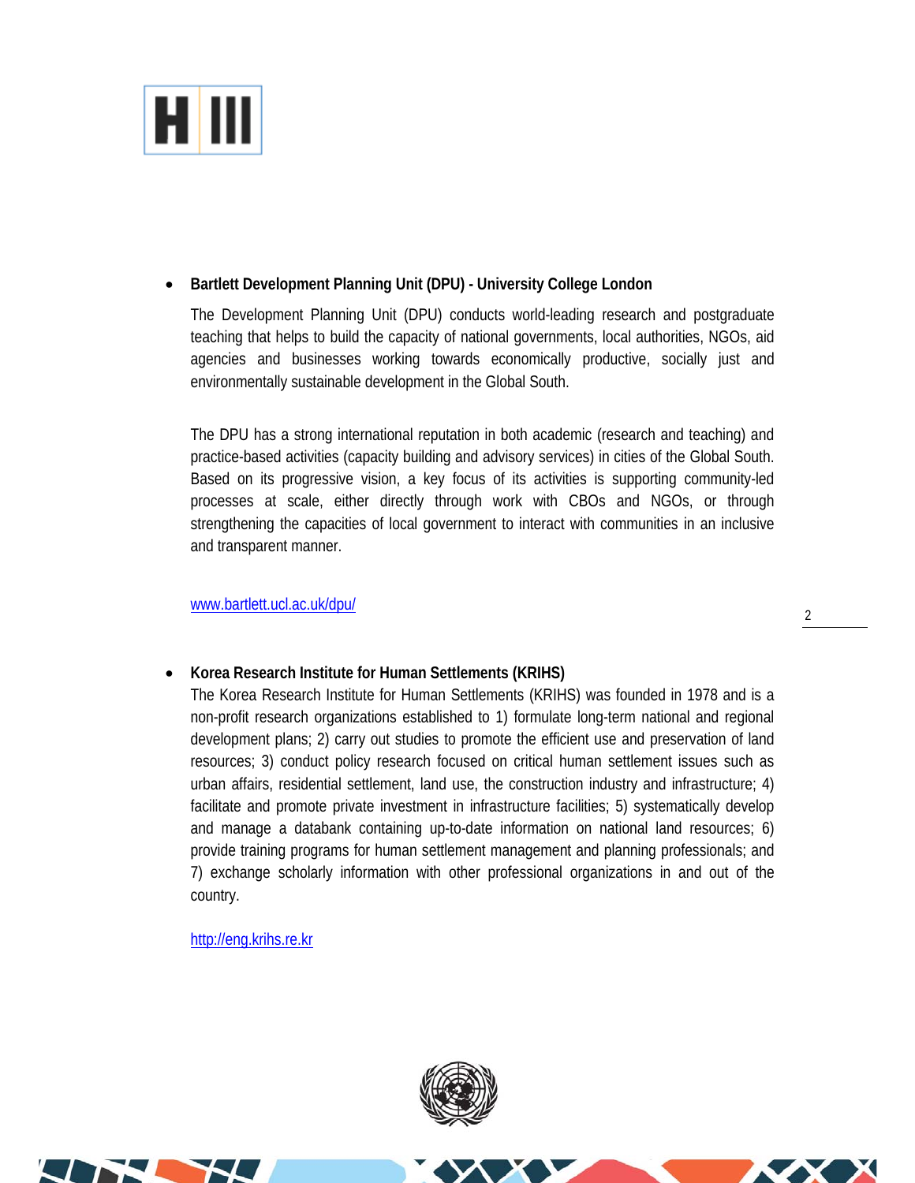- **Bartlett Development Planning Unit (DPU) - University College London**

  The Development Planning Unit (DPU) conducts world-leading research and postgraduate teaching that helps to build the capacity of national governments, local authorities, NGOs, aid agencies and businesses working towards economically productive, socially just and environmentally sustainable development in the Global South.

  The DPU has a strong international reputation in both academic (research and teaching) and practice-based activities (capacity building and advisory services) in cities of the Global South. Based on its progressive vision, a key focus of its activities is supporting community-led processes at scale, either directly through work with CBOs and NGOs, or through strengthening the capacities of local government to interact with communities in an inclusive and transparent manner.

  www.bartlett.ucl.ac.uk/dpu/

- **Korea Research Institute for Human Settlements (KRIHS)**

  The Korea Research Institute for Human Settlements (KRIHS) was founded in 1978 and is a non-profit research organizations established to 1) formulate long-term national and regional development plans; 2) carry out studies to promote the efficient use and preservation of land resources; 3) conduct policy research focused on critical human settlement issues such as urban affairs, residential settlement, land use, the construction industry and infrastructure; 4) facilitate and promote private investment in infrastructure facilities; 5) systematically develop and manage a databank containing up-to-date information on national land resources; 6) provide training programs for human settlement management and planning professionals; and 7) exchange scholarly information with other professional organizations in and out of the country.

  http://eng.krihs.re.kr